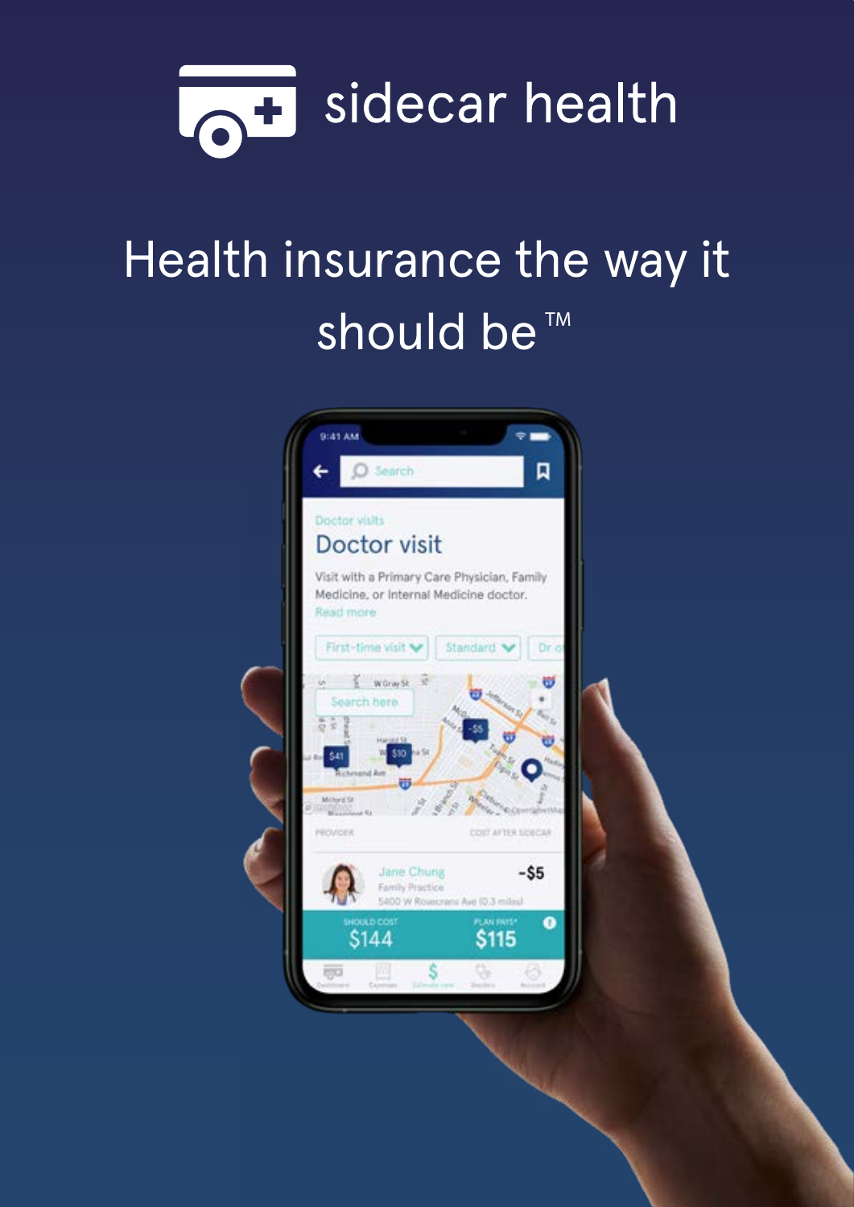# sidecar health

## Health insurance the way it should be™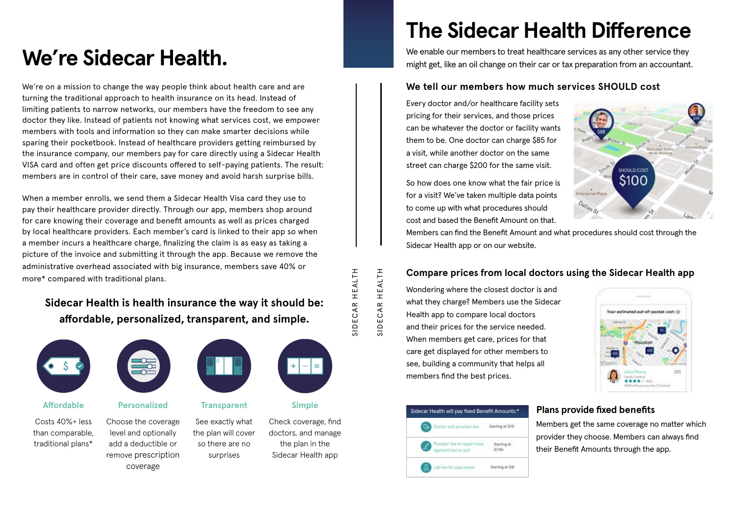# We're Sidecar Health.

We're on a mission to change the way people think about health care and are turning the traditional approach to health insurance on its head. Instead of limiting patients to narrow networks, our members have the freedom to see any doctor they like. Instead of patients not knowing what services cost, we empower members with tools and information so they can make smarter decisions while sparing their pocketbook. Instead of healthcare providers getting reimbursed by the insurance company, our members pay for care directly using a Sidecar Health VISA card and often get price discounts offered to self-paying patients. The result: members are in control of their care, save money and avoid harsh surprise bills.

When a member enrolls, we send them a Sidecar Health Visa card they use to pay their healthcare provider directly. Through our app, members shop around for care knowing their coverage and benefit amounts as well as prices charged by local healthcare providers. Each member's card is linked to their app so when a member incurs a healthcare charge, finalizing the claim is as easy as taking a picture of the invoice and submitting it through the app. Because we remove the administrative overhead associated with big insurance, members save 40% or more* compared with traditional plans.

**Sidecar Health is health insurance the way it should be: affordable, personalized, transparent, and simple.**

**Affordable**
Costs 40%+ less than comparable, traditional plans*

**Personalized**
Choose the coverage level and optionally add a deductible or remove prescription coverage

**Transparent**
See exactly what the plan will cover so there are no surprises

**Simple**
Check coverage, find doctors, and manage the plan in the Sidecar Health app

# The Sidecar Health Difference

We enable our members to treat healthcare services as any other service they might get, like an oil change on their car or tax preparation from an accountant.

### We tell our members how much services SHOULD cost

Every doctor and/or healthcare facility sets pricing for their services, and those prices can be whatever the doctor or facility wants them to be. One doctor can charge $85 for a visit, while another doctor on the same street can charge $200 for the same visit.

So how does one know what the fair price is for a visit? We've taken multiple data points to come up with what procedures should cost and based the Benefit Amount on that. Members can find the Benefit Amount and what procedures should cost through the Sidecar Health app or on our website.

### Compare prices from local doctors using the Sidecar Health app

Wondering where the closest doctor is and what they charge? Members use the Sidecar Health app to compare local doctors and their prices for the service needed. When members get care, prices for that care get displayed for other members to see, building a community that helps all members find the best prices.

### Plans provide fixed benefits

Members get the same coverage no matter which provider they choose. Members can always find their Benefit Amounts through the app.

| Sidecar Health will pay fixed Benefit Amounts:* | |
|---|---|
| Doctor visit provider fee | Starting at $115 |
| Provider fee to repair knee ligament (acl or pcl) | Starting at $1,186 |
| Lab fee for pap smear | Starting at $18 |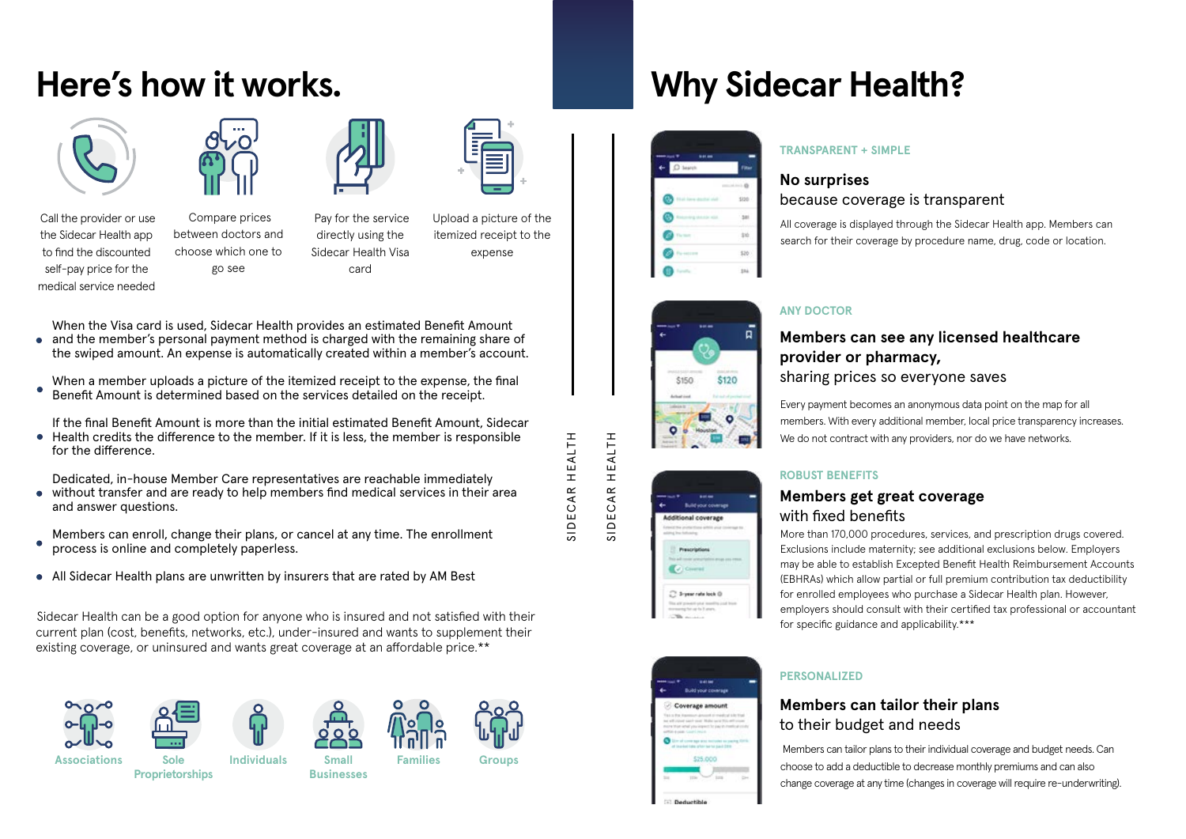# Here's how it works.

Call the provider or use the Sidecar Health app to find the discounted self-pay price for the medical service needed

Compare prices between doctors and choose which one to go see

Pay for the service directly using the Sidecar Health Visa card

Upload a picture of the itemized receipt to the expense

- When the Visa card is used, Sidecar Health provides an estimated Benefit Amount and the member's personal payment method is charged with the remaining share of the swiped amount. An expense is automatically created within a member's account.
- When a member uploads a picture of the itemized receipt to the expense, the final Benefit Amount is determined based on the services detailed on the receipt.
- If the final Benefit Amount is more than the initial estimated Benefit Amount, Sidecar Health credits the difference to the member. If it is less, the member is responsible for the difference.
- Dedicated, in-house Member Care representatives are reachable immediately without transfer and are ready to help members find medical services in their area and answer questions.
- Members can enroll, change their plans, or cancel at any time. The enrollment process is online and completely paperless.
- All Sidecar Health plans are unwritten by insurers that are rated by AM Best

Sidecar Health can be a good option for anyone who is insured and not satisfied with their current plan (cost, benefits, networks, etc.), under-insured and wants to supplement their existing coverage, or uninsured and wants great coverage at an affordable price.**

Associations | Sole Proprietorships | Individuals | Small Businesses | Families | Groups

# Why Sidecar Health?

TRANSPARENT + SIMPLE

**No surprises**
because coverage is transparent

All coverage is displayed through the Sidecar Health app. Members can search for their coverage by procedure name, drug, code or location.

ANY DOCTOR

**Members can see any licensed healthcare provider or pharmacy,**
sharing prices so everyone saves

Every payment becomes an anonymous data point on the map for all members. With every additional member, local price transparency increases. We do not contract with any providers, nor do we have networks.

ROBUST BENEFITS

**Members get great coverage**
with fixed benefits

More than 170,000 procedures, services, and prescription drugs covered. Exclusions include maternity; see additional exclusions below. Employers may be able to establish Excepted Benefit Health Reimbursement Accounts (EBHRAs) which allow partial or full premium contribution tax deductibility for enrolled employees who purchase a Sidecar Health plan. However, employers should consult with their certified tax professional or accountant for specific guidance and applicability.***

PERSONALIZED

**Members can tailor their plans**
to their budget and needs

Members can tailor plans to their individual coverage and budget needs. Can choose to add a deductible to decrease monthly premiums and can also change coverage at any time (changes in coverage will require re-underwriting).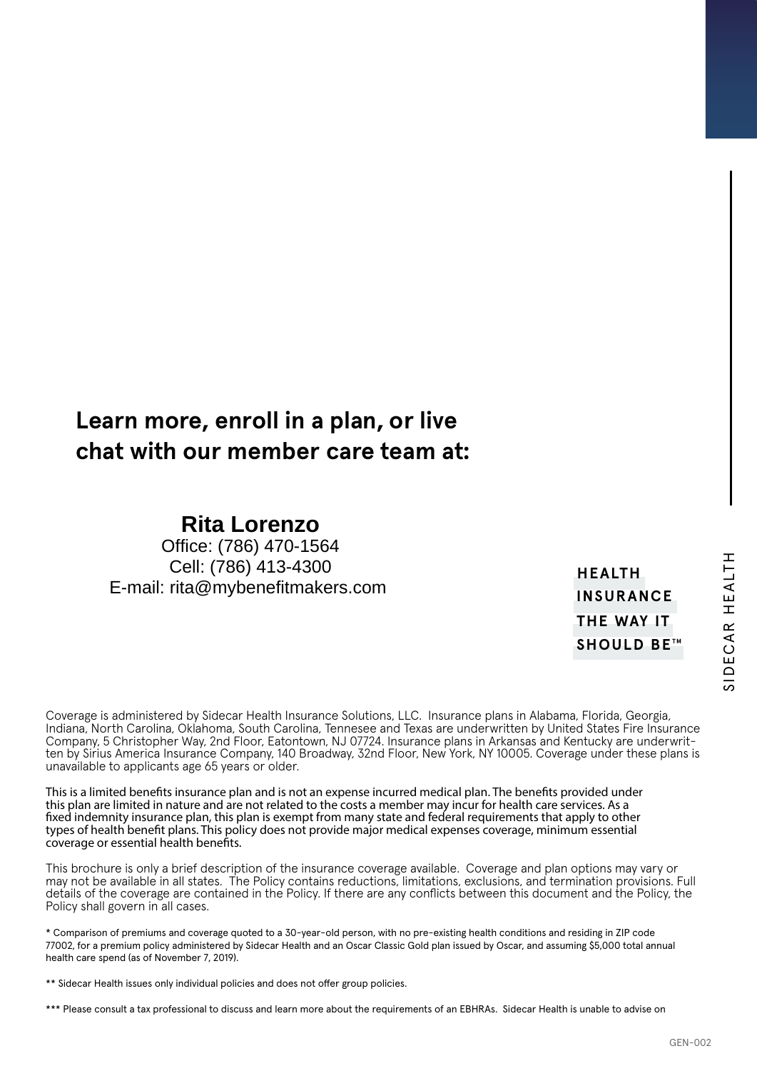## Learn more, enroll in a plan, or live chat with our member care team at:

**Rita Lorenzo**
Office: (786) 470-1564
Cell: (786) 413-4300
E-mail: rita@mybenefitmakers.com

**HEALTH INSURANCE THE WAY IT SHOULD BE™**

SIDECAR HEALTH

Coverage is administered by Sidecar Health Insurance Solutions, LLC. Insurance plans in Alabama, Florida, Georgia, Indiana, North Carolina, Oklahoma, South Carolina, Tennessee and Texas are underwritten by United States Fire Insurance Company, 5 Christopher Way, 2nd Floor, Eatontown, NJ 07724. Insurance plans in Arkansas and Kentucky are underwritten by Sirius America Insurance Company, 140 Broadway, 32nd Floor, New York, NY 10005. Coverage under these plans is unavailable to applicants age 65 years or older.

This is a limited benefits insurance plan and is not an expense incurred medical plan. The benefits provided under this plan are limited in nature and are not related to the costs a member may incur for health care services. As a fixed indemnity insurance plan, this plan is exempt from many state and federal requirements that apply to other types of health benefit plans. This policy does not provide major medical expenses coverage, minimum essential coverage or essential health benefits.

This brochure is only a brief description of the insurance coverage available. Coverage and plan options may vary or may not be available in all states. The Policy contains reductions, limitations, exclusions, and termination provisions. Full details of the coverage are contained in the Policy. If there are any conflicts between this document and the Policy, the Policy shall govern in all cases.

* Comparison of premiums and coverage quoted to a 30-year-old person, with no pre-existing health conditions and residing in ZIP code 77002, for a premium policy administered by Sidecar Health and an Oscar Classic Gold plan issued by Oscar, and assuming $5,000 total annual health care spend (as of November 7, 2019).

** Sidecar Health issues only individual policies and does not offer group policies.

*** Please consult a tax professional to discuss and learn more about the requirements of an EBHRAs. Sidecar Health is unable to advise on

GEN-002